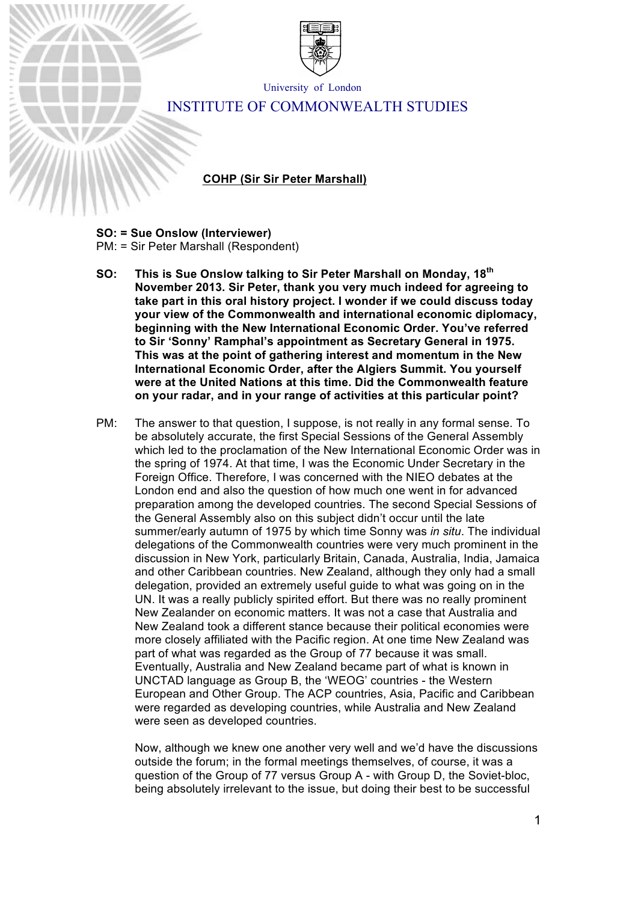University of London

# INSTITUTE OF COMMONWEALTH STUDIES

**COHP (Sir Sir Peter Marshall)**

**SO: = Sue Onslow (Interviewer)**
PM: = Sir Peter Marshall (Respondent)

**SO: This is Sue Onslow talking to Sir Peter Marshall on Monday, 18th November 2013. Sir Peter, thank you very much indeed for agreeing to take part in this oral history project. I wonder if we could discuss today your view of the Commonwealth and international economic diplomacy, beginning with the New International Economic Order. You've referred to Sir 'Sonny' Ramphal's appointment as Secretary General in 1975. This was at the point of gathering interest and momentum in the New International Economic Order, after the Algiers Summit. You yourself were at the United Nations at this time. Did the Commonwealth feature on your radar, and in your range of activities at this particular point?**

PM: The answer to that question, I suppose, is not really in any formal sense. To be absolutely accurate, the first Special Sessions of the General Assembly which led to the proclamation of the New International Economic Order was in the spring of 1974. At that time, I was the Economic Under Secretary in the Foreign Office. Therefore, I was concerned with the NIEO debates at the London end and also the question of how much one went in for advanced preparation among the developed countries. The second Special Sessions of the General Assembly also on this subject didn't occur until the late summer/early autumn of 1975 by which time Sonny was *in situ*. The individual delegations of the Commonwealth countries were very much prominent in the discussion in New York, particularly Britain, Canada, Australia, India, Jamaica and other Caribbean countries. New Zealand, although they only had a small delegation, provided an extremely useful guide to what was going on in the UN. It was a really publicly spirited effort. But there was no really prominent New Zealander on economic matters. It was not a case that Australia and New Zealand took a different stance because their political economies were more closely affiliated with the Pacific region. At one time New Zealand was part of what was regarded as the Group of 77 because it was small. Eventually, Australia and New Zealand became part of what is known in UNCTAD language as Group B, the 'WEOG' countries - the Western European and Other Group. The ACP countries, Asia, Pacific and Caribbean were regarded as developing countries, while Australia and New Zealand were seen as developed countries.

Now, although we knew one another very well and we'd have the discussions outside the forum; in the formal meetings themselves, of course, it was a question of the Group of 77 versus Group A - with Group D, the Soviet-bloc, being absolutely irrelevant to the issue, but doing their best to be successful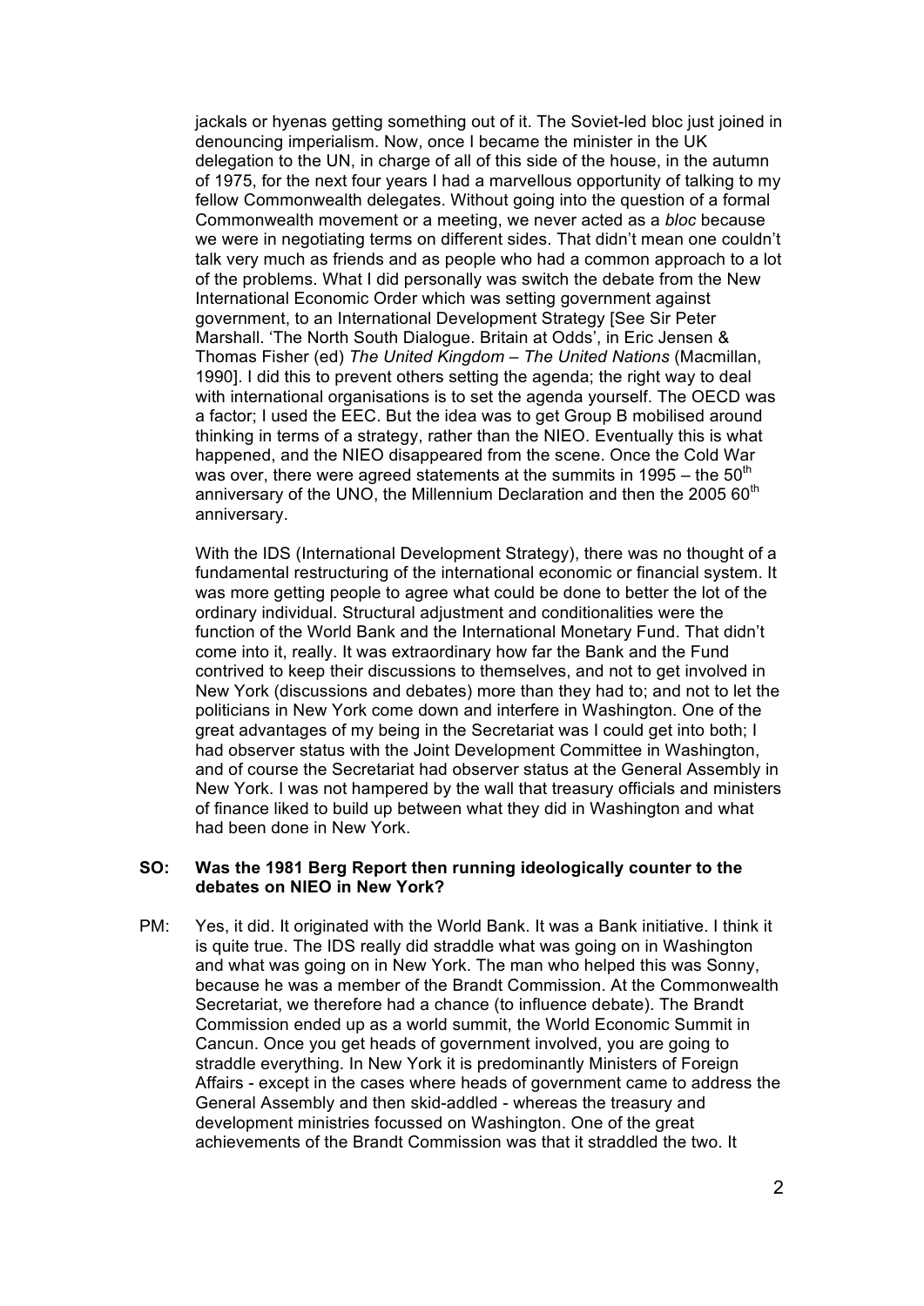jackals or hyenas getting something out of it. The Soviet-led bloc just joined in denouncing imperialism. Now, once I became the minister in the UK delegation to the UN, in charge of all of this side of the house, in the autumn of 1975, for the next four years I had a marvellous opportunity of talking to my fellow Commonwealth delegates. Without going into the question of a formal Commonwealth movement or a meeting, we never acted as a *bloc* because we were in negotiating terms on different sides. That didn't mean one couldn't talk very much as friends and as people who had a common approach to a lot of the problems. What I did personally was switch the debate from the New International Economic Order which was setting government against government, to an International Development Strategy [See Sir Peter Marshall. 'The North South Dialogue. Britain at Odds', in Eric Jensen & Thomas Fisher (ed) *The United Kingdom – The United Nations* (Macmillan, 1990]. I did this to prevent others setting the agenda; the right way to deal with international organisations is to set the agenda yourself. The OECD was a factor; I used the EEC. But the idea was to get Group B mobilised around thinking in terms of a strategy, rather than the NIEO. Eventually this is what happened, and the NIEO disappeared from the scene. Once the Cold War was over, there were agreed statements at the summits in 1995 – the 50th anniversary of the UNO, the Millennium Declaration and then the 2005 60th anniversary.

With the IDS (International Development Strategy), there was no thought of a fundamental restructuring of the international economic or financial system. It was more getting people to agree what could be done to better the lot of the ordinary individual. Structural adjustment and conditionalities were the function of the World Bank and the International Monetary Fund. That didn't come into it, really. It was extraordinary how far the Bank and the Fund contrived to keep their discussions to themselves, and not to get involved in New York (discussions and debates) more than they had to; and not to let the politicians in New York come down and interfere in Washington. One of the great advantages of my being in the Secretariat was I could get into both; I had observer status with the Joint Development Committee in Washington, and of course the Secretariat had observer status at the General Assembly in New York. I was not hampered by the wall that treasury officials and ministers of finance liked to build up between what they did in Washington and what had been done in New York.

**SO: Was the 1981 Berg Report then running ideologically counter to the debates on NIEO in New York?**

PM: Yes, it did. It originated with the World Bank. It was a Bank initiative. I think it is quite true. The IDS really did straddle what was going on in Washington and what was going on in New York. The man who helped this was Sonny, because he was a member of the Brandt Commission. At the Commonwealth Secretariat, we therefore had a chance (to influence debate). The Brandt Commission ended up as a world summit, the World Economic Summit in Cancun. Once you get heads of government involved, you are going to straddle everything. In New York it is predominantly Ministers of Foreign Affairs - except in the cases where heads of government came to address the General Assembly and then skid-addled - whereas the treasury and development ministries focussed on Washington. One of the great achievements of the Brandt Commission was that it straddled the two. It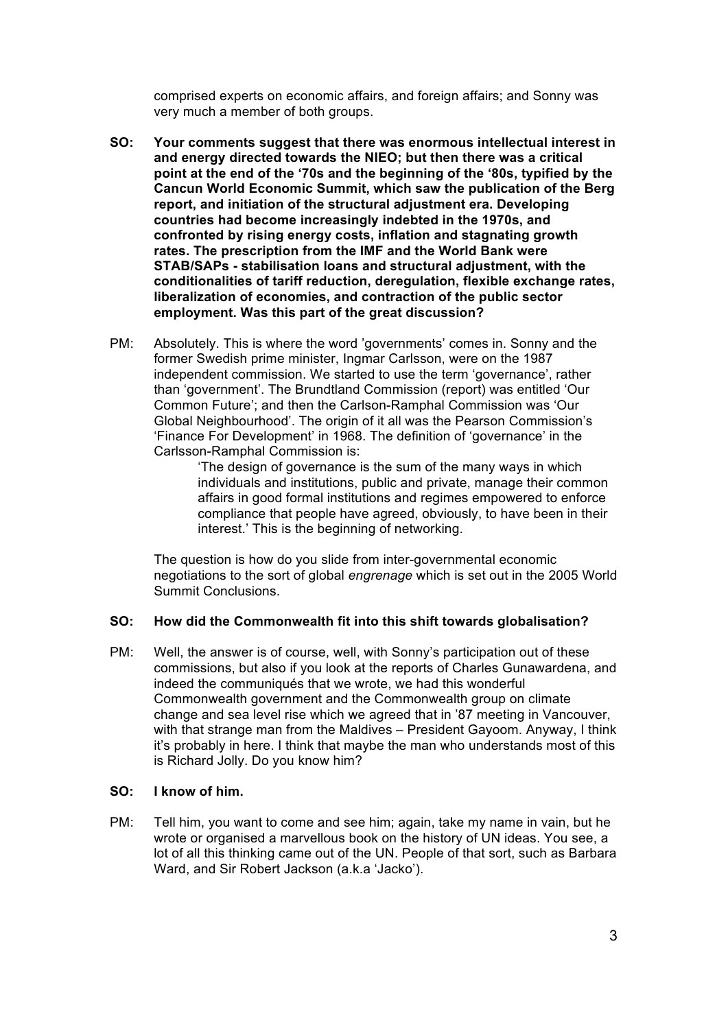comprised experts on economic affairs, and foreign affairs; and Sonny was very much a member of both groups.

**SO: Your comments suggest that there was enormous intellectual interest in and energy directed towards the NIEO; but then there was a critical point at the end of the '70s and the beginning of the '80s, typified by the Cancun World Economic Summit, which saw the publication of the Berg report, and initiation of the structural adjustment era. Developing countries had become increasingly indebted in the 1970s, and confronted by rising energy costs, inflation and stagnating growth rates. The prescription from the IMF and the World Bank were STAB/SAPs - stabilisation loans and structural adjustment, with the conditionalities of tariff reduction, deregulation, flexible exchange rates, liberalization of economies, and contraction of the public sector employment. Was this part of the great discussion?**

PM: Absolutely. This is where the word 'governments' comes in. Sonny and the former Swedish prime minister, Ingmar Carlsson, were on the 1987 independent commission. We started to use the term 'governance', rather than 'government'. The Brundtland Commission (report) was entitled 'Our Common Future'; and then the Carlson-Ramphal Commission was 'Our Global Neighbourhood'. The origin of it all was the Pearson Commission's 'Finance For Development' in 1968. The definition of 'governance' in the Carlsson-Ramphal Commission is:

> 'The design of governance is the sum of the many ways in which individuals and institutions, public and private, manage their common affairs in good formal institutions and regimes empowered to enforce compliance that people have agreed, obviously, to have been in their interest.' This is the beginning of networking.

The question is how do you slide from inter-governmental economic negotiations to the sort of global *engrenage* which is set out in the 2005 World Summit Conclusions.

**SO: How did the Commonwealth fit into this shift towards globalisation?**

PM: Well, the answer is of course, well, with Sonny's participation out of these commissions, but also if you look at the reports of Charles Gunawardena, and indeed the communiqués that we wrote, we had this wonderful Commonwealth government and the Commonwealth group on climate change and sea level rise which we agreed that in '87 meeting in Vancouver, with that strange man from the Maldives – President Gayoom. Anyway, I think it's probably in here. I think that maybe the man who understands most of this is Richard Jolly. Do you know him?

**SO: I know of him.**

PM: Tell him, you want to come and see him; again, take my name in vain, but he wrote or organised a marvellous book on the history of UN ideas. You see, a lot of all this thinking came out of the UN. People of that sort, such as Barbara Ward, and Sir Robert Jackson (a.k.a 'Jacko').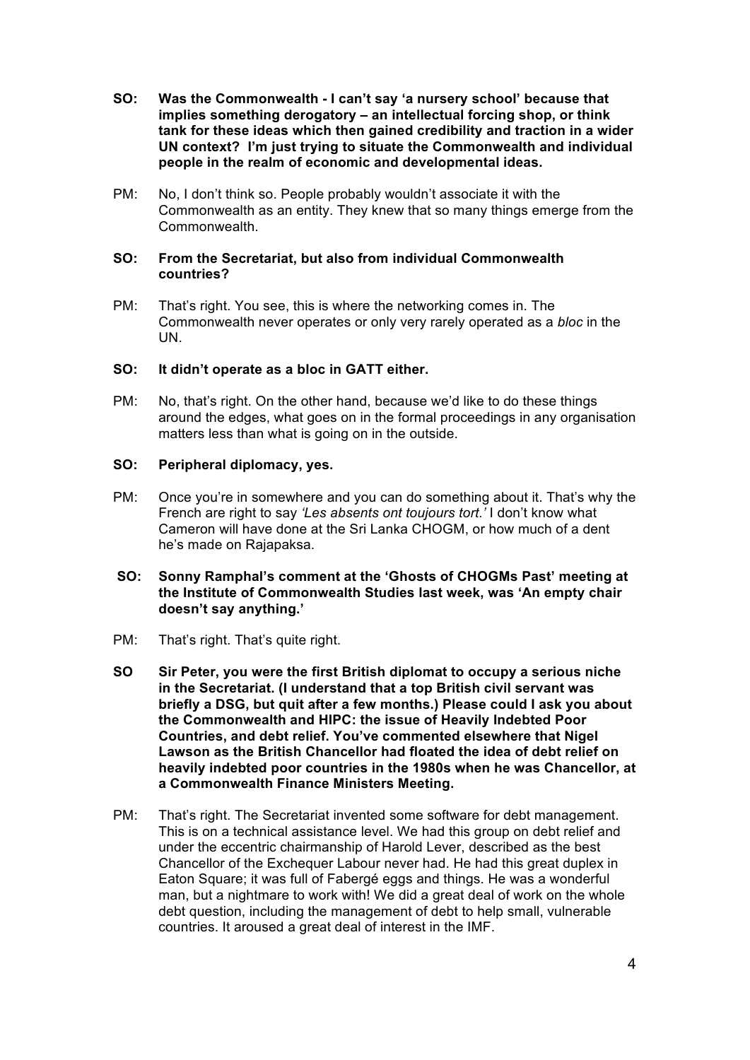**SO: Was the Commonwealth - I can't say 'a nursery school' because that implies something derogatory – an intellectual forcing shop, or think tank for these ideas which then gained credibility and traction in a wider UN context? I'm just trying to situate the Commonwealth and individual people in the realm of economic and developmental ideas.**

PM: No, I don't think so. People probably wouldn't associate it with the Commonwealth as an entity. They knew that so many things emerge from the Commonwealth.

**SO: From the Secretariat, but also from individual Commonwealth countries?**

PM: That's right. You see, this is where the networking comes in. The Commonwealth never operates or only very rarely operated as a *bloc* in the UN.

**SO: It didn't operate as a bloc in GATT either.**

PM: No, that's right. On the other hand, because we'd like to do these things around the edges, what goes on in the formal proceedings in any organisation matters less than what is going on in the outside.

**SO: Peripheral diplomacy, yes.**

PM: Once you're in somewhere and you can do something about it. That's why the French are right to say *'Les absents ont toujours tort.'* I don't know what Cameron will have done at the Sri Lanka CHOGM, or how much of a dent he's made on Rajapaksa.

**SO: Sonny Ramphal's comment at the 'Ghosts of CHOGMs Past' meeting at the Institute of Commonwealth Studies last week, was 'An empty chair doesn't say anything.'**

PM: That's right. That's quite right.

**SO Sir Peter, you were the first British diplomat to occupy a serious niche in the Secretariat. (I understand that a top British civil servant was briefly a DSG, but quit after a few months.) Please could I ask you about the Commonwealth and HIPC: the issue of Heavily Indebted Poor Countries, and debt relief. You've commented elsewhere that Nigel Lawson as the British Chancellor had floated the idea of debt relief on heavily indebted poor countries in the 1980s when he was Chancellor, at a Commonwealth Finance Ministers Meeting.**

PM: That's right. The Secretariat invented some software for debt management. This is on a technical assistance level. We had this group on debt relief and under the eccentric chairmanship of Harold Lever, described as the best Chancellor of the Exchequer Labour never had. He had this great duplex in Eaton Square; it was full of Fabergé eggs and things. He was a wonderful man, but a nightmare to work with! We did a great deal of work on the whole debt question, including the management of debt to help small, vulnerable countries. It aroused a great deal of interest in the IMF.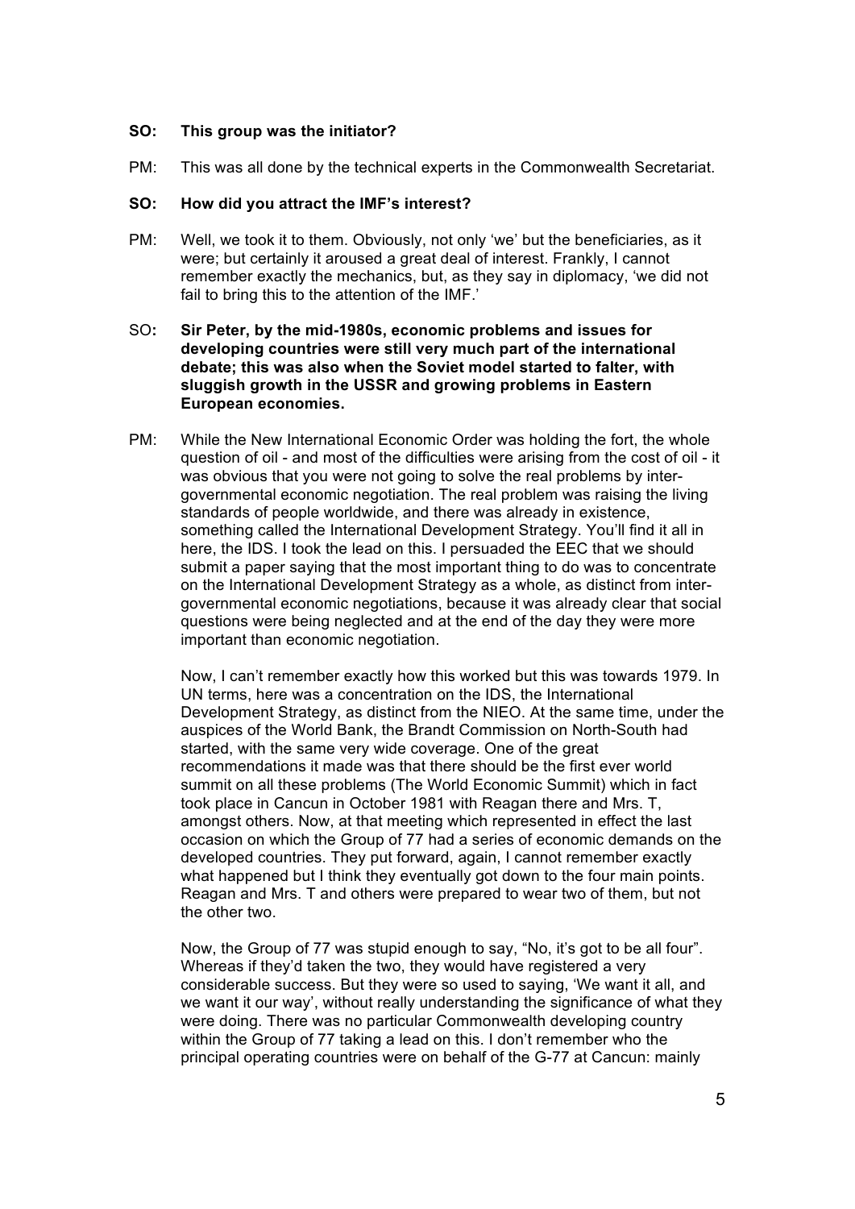**SO: This group was the initiator?**

PM: This was all done by the technical experts in the Commonwealth Secretariat.

**SO: How did you attract the IMF's interest?**

PM: Well, we took it to them. Obviously, not only 'we' but the beneficiaries, as it were; but certainly it aroused a great deal of interest. Frankly, I cannot remember exactly the mechanics, but, as they say in diplomacy, 'we did not fail to bring this to the attention of the IMF.'

SO**: Sir Peter, by the mid-1980s, economic problems and issues for developing countries were still very much part of the international debate; this was also when the Soviet model started to falter, with sluggish growth in the USSR and growing problems in Eastern European economies.**

PM: While the New International Economic Order was holding the fort, the whole question of oil - and most of the difficulties were arising from the cost of oil - it was obvious that you were not going to solve the real problems by inter-governmental economic negotiation. The real problem was raising the living standards of people worldwide, and there was already in existence, something called the International Development Strategy. You'll find it all in here, the IDS. I took the lead on this. I persuaded the EEC that we should submit a paper saying that the most important thing to do was to concentrate on the International Development Strategy as a whole, as distinct from inter-governmental economic negotiations, because it was already clear that social questions were being neglected and at the end of the day they were more important than economic negotiation.

Now, I can't remember exactly how this worked but this was towards 1979. In UN terms, here was a concentration on the IDS, the International Development Strategy, as distinct from the NIEO. At the same time, under the auspices of the World Bank, the Brandt Commission on North-South had started, with the same very wide coverage. One of the great recommendations it made was that there should be the first ever world summit on all these problems (The World Economic Summit) which in fact took place in Cancun in October 1981 with Reagan there and Mrs. T, amongst others. Now, at that meeting which represented in effect the last occasion on which the Group of 77 had a series of economic demands on the developed countries. They put forward, again, I cannot remember exactly what happened but I think they eventually got down to the four main points. Reagan and Mrs. T and others were prepared to wear two of them, but not the other two.

Now, the Group of 77 was stupid enough to say, "No, it's got to be all four". Whereas if they'd taken the two, they would have registered a very considerable success. But they were so used to saying, 'We want it all, and we want it our way', without really understanding the significance of what they were doing. There was no particular Commonwealth developing country within the Group of 77 taking a lead on this. I don't remember who the principal operating countries were on behalf of the G-77 at Cancun: mainly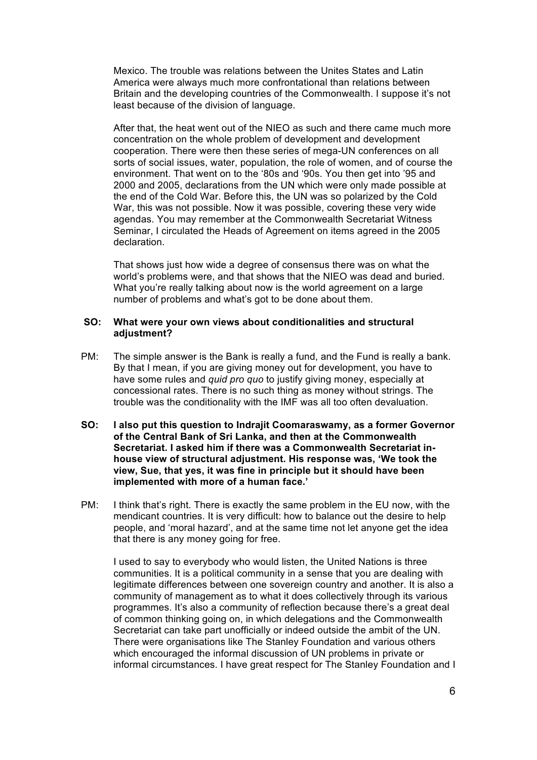Mexico. The trouble was relations between the Unites States and Latin America were always much more confrontational than relations between Britain and the developing countries of the Commonwealth. I suppose it's not least because of the division of language.

After that, the heat went out of the NIEO as such and there came much more concentration on the whole problem of development and development cooperation. There were then these series of mega-UN conferences on all sorts of social issues, water, population, the role of women, and of course the environment. That went on to the '80s and '90s. You then get into '95 and 2000 and 2005, declarations from the UN which were only made possible at the end of the Cold War. Before this, the UN was so polarized by the Cold War, this was not possible. Now it was possible, covering these very wide agendas. You may remember at the Commonwealth Secretariat Witness Seminar, I circulated the Heads of Agreement on items agreed in the 2005 declaration.

That shows just how wide a degree of consensus there was on what the world's problems were, and that shows that the NIEO was dead and buried. What you're really talking about now is the world agreement on a large number of problems and what's got to be done about them.

**SO: What were your own views about conditionalities and structural adjustment?**

PM: The simple answer is the Bank is really a fund, and the Fund is really a bank. By that I mean, if you are giving money out for development, you have to have some rules and *quid pro quo* to justify giving money, especially at concessional rates. There is no such thing as money without strings. The trouble was the conditionality with the IMF was all too often devaluation.

**SO: I also put this question to Indrajit Coomaraswamy, as a former Governor of the Central Bank of Sri Lanka, and then at the Commonwealth Secretariat. I asked him if there was a Commonwealth Secretariat in-house view of structural adjustment. His response was, 'We took the view, Sue, that yes, it was fine in principle but it should have been implemented with more of a human face.'**

PM: I think that's right. There is exactly the same problem in the EU now, with the mendicant countries. It is very difficult: how to balance out the desire to help people, and 'moral hazard', and at the same time not let anyone get the idea that there is any money going for free.

I used to say to everybody who would listen, the United Nations is three communities. It is a political community in a sense that you are dealing with legitimate differences between one sovereign country and another. It is also a community of management as to what it does collectively through its various programmes. It's also a community of reflection because there's a great deal of common thinking going on, in which delegations and the Commonwealth Secretariat can take part unofficially or indeed outside the ambit of the UN. There were organisations like The Stanley Foundation and various others which encouraged the informal discussion of UN problems in private or informal circumstances. I have great respect for The Stanley Foundation and I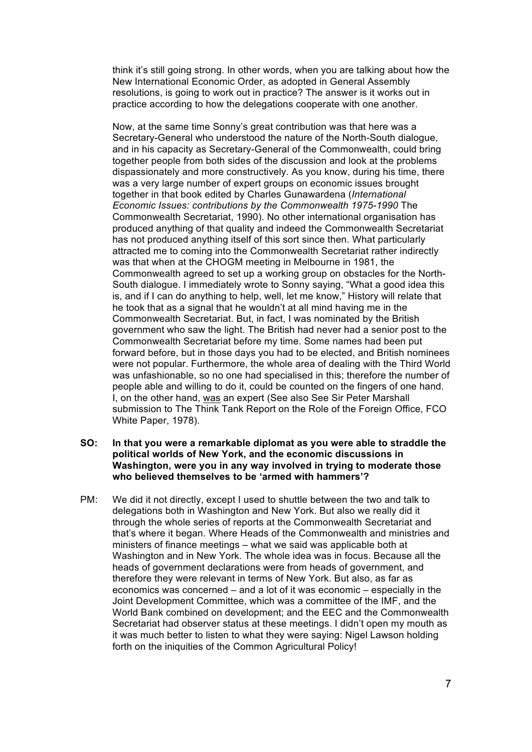think it's still going strong. In other words, when you are talking about how the New International Economic Order, as adopted in General Assembly resolutions, is going to work out in practice? The answer is it works out in practice according to how the delegations cooperate with one another.

Now, at the same time Sonny's great contribution was that here was a Secretary-General who understood the nature of the North-South dialogue, and in his capacity as Secretary-General of the Commonwealth, could bring together people from both sides of the discussion and look at the problems dispassionately and more constructively. As you know, during his time, there was a very large number of expert groups on economic issues brought together in that book edited by Charles Gunawardena (*International Economic Issues: contributions by the Commonwealth 1975-1990* The Commonwealth Secretariat, 1990). No other international organisation has produced anything of that quality and indeed the Commonwealth Secretariat has not produced anything itself of this sort since then. What particularly attracted me to coming into the Commonwealth Secretariat rather indirectly was that when at the CHOGM meeting in Melbourne in 1981, the Commonwealth agreed to set up a working group on obstacles for the North-South dialogue. I immediately wrote to Sonny saying, "What a good idea this is, and if I can do anything to help, well, let me know," History will relate that he took that as a signal that he wouldn't at all mind having me in the Commonwealth Secretariat. But, in fact, I was nominated by the British government who saw the light. The British had never had a senior post to the Commonwealth Secretariat before my time. Some names had been put forward before, but in those days you had to be elected, and British nominees were not popular. Furthermore, the whole area of dealing with the Third World was unfashionable, so no one had specialised in this; therefore the number of people able and willing to do it, could be counted on the fingers of one hand. I, on the other hand, <u>was</u> an expert (See also See Sir Peter Marshall submission to The Think Tank Report on the Role of the Foreign Office, FCO White Paper, 1978).

**SO: In that you were a remarkable diplomat as you were able to straddle the political worlds of New York, and the economic discussions in Washington, were you in any way involved in trying to moderate those who believed themselves to be 'armed with hammers'?**

PM: We did it not directly, except I used to shuttle between the two and talk to delegations both in Washington and New York. But also we really did it through the whole series of reports at the Commonwealth Secretariat and that's where it began. Where Heads of the Commonwealth and ministries and ministers of finance meetings – what we said was applicable both at Washington and in New York. The whole idea was in focus. Because all the heads of government declarations were from heads of government, and therefore they were relevant in terms of New York. But also, as far as economics was concerned – and a lot of it was economic – especially in the Joint Development Committee, which was a committee of the IMF, and the World Bank combined on development; and the EEC and the Commonwealth Secretariat had observer status at these meetings. I didn't open my mouth as it was much better to listen to what they were saying: Nigel Lawson holding forth on the iniquities of the Common Agricultural Policy!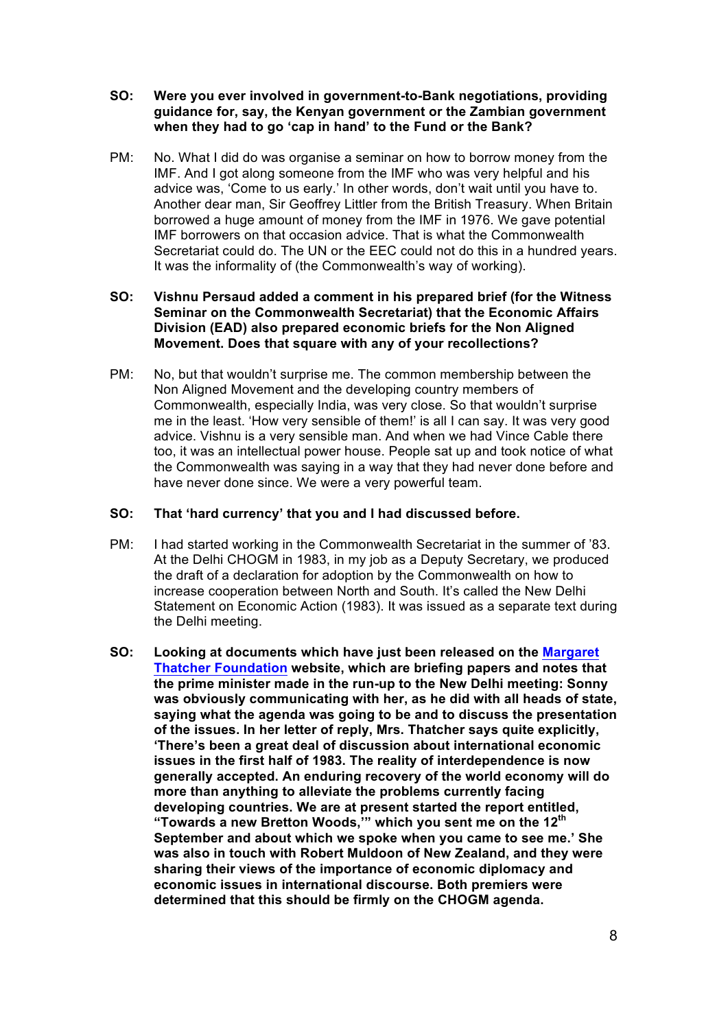**SO: Were you ever involved in government-to-Bank negotiations, providing guidance for, say, the Kenyan government or the Zambian government when they had to go 'cap in hand' to the Fund or the Bank?**

PM: No. What I did do was organise a seminar on how to borrow money from the IMF. And I got along someone from the IMF who was very helpful and his advice was, 'Come to us early.' In other words, don't wait until you have to. Another dear man, Sir Geoffrey Littler from the British Treasury. When Britain borrowed a huge amount of money from the IMF in 1976. We gave potential IMF borrowers on that occasion advice. That is what the Commonwealth Secretariat could do. The UN or the EEC could not do this in a hundred years. It was the informality of (the Commonwealth's way of working).

**SO: Vishnu Persaud added a comment in his prepared brief (for the Witness Seminar on the Commonwealth Secretariat) that the Economic Affairs Division (EAD) also prepared economic briefs for the Non Aligned Movement. Does that square with any of your recollections?**

PM: No, but that wouldn't surprise me. The common membership between the Non Aligned Movement and the developing country members of Commonwealth, especially India, was very close. So that wouldn't surprise me in the least. 'How very sensible of them!' is all I can say. It was very good advice. Vishnu is a very sensible man. And when we had Vince Cable there too, it was an intellectual power house. People sat up and took notice of what the Commonwealth was saying in a way that they had never done before and have never done since. We were a very powerful team.

**SO: That 'hard currency' that you and I had discussed before.**

PM: I had started working in the Commonwealth Secretariat in the summer of '83. At the Delhi CHOGM in 1983, in my job as a Deputy Secretary, we produced the draft of a declaration for adoption by the Commonwealth on how to increase cooperation between North and South. It's called the New Delhi Statement on Economic Action (1983). It was issued as a separate text during the Delhi meeting.

**SO: Looking at documents which have just been released on the [Margaret Thatcher Foundation] website, which are briefing papers and notes that the prime minister made in the run-up to the New Delhi meeting: Sonny was obviously communicating with her, as he did with all heads of state, saying what the agenda was going to be and to discuss the presentation of the issues. In her letter of reply, Mrs. Thatcher says quite explicitly, 'There's been a great deal of discussion about international economic issues in the first half of 1983. The reality of interdependence is now generally accepted. An enduring recovery of the world economy will do more than anything to alleviate the problems currently facing developing countries. We are at present started the report entitled, "Towards a new Bretton Woods,"' which you sent me on the 12th September and about which we spoke when you came to see me.' She was also in touch with Robert Muldoon of New Zealand, and they were sharing their views of the importance of economic diplomacy and economic issues in international discourse. Both premiers were determined that this should be firmly on the CHOGM agenda.**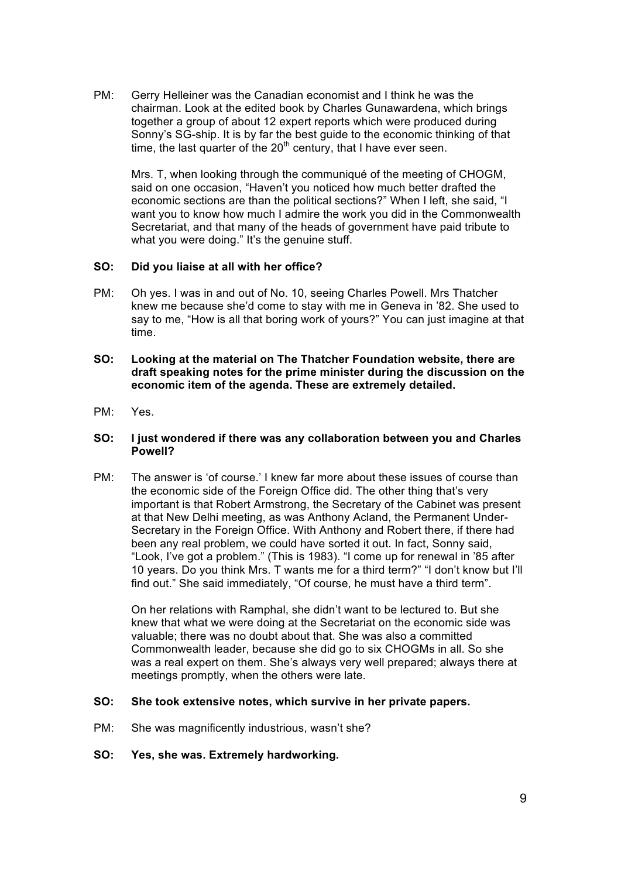PM: Gerry Helleiner was the Canadian economist and I think he was the chairman. Look at the edited book by Charles Gunawardena, which brings together a group of about 12 expert reports which were produced during Sonny's SG-ship. It is by far the best guide to the economic thinking of that time, the last quarter of the 20th century, that I have ever seen.

Mrs. T, when looking through the communiqué of the meeting of CHOGM, said on one occasion, "Haven't you noticed how much better drafted the economic sections are than the political sections?" When I left, she said, "I want you to know how much I admire the work you did in the Commonwealth Secretariat, and that many of the heads of government have paid tribute to what you were doing." It's the genuine stuff.

**SO: Did you liaise at all with her office?**

PM: Oh yes. I was in and out of No. 10, seeing Charles Powell. Mrs Thatcher knew me because she'd come to stay with me in Geneva in '82. She used to say to me, "How is all that boring work of yours?" You can just imagine at that time.

**SO: Looking at the material on The Thatcher Foundation website, there are draft speaking notes for the prime minister during the discussion on the economic item of the agenda. These are extremely detailed.**

PM: Yes.

**SO: I just wondered if there was any collaboration between you and Charles Powell?**

PM: The answer is 'of course.' I knew far more about these issues of course than the economic side of the Foreign Office did. The other thing that's very important is that Robert Armstrong, the Secretary of the Cabinet was present at that New Delhi meeting, as was Anthony Acland, the Permanent Under-Secretary in the Foreign Office. With Anthony and Robert there, if there had been any real problem, we could have sorted it out. In fact, Sonny said, "Look, I've got a problem." (This is 1983). "I come up for renewal in '85 after 10 years. Do you think Mrs. T wants me for a third term?" "I don't know but I'll find out." She said immediately, "Of course, he must have a third term".

On her relations with Ramphal, she didn't want to be lectured to. But she knew that what we were doing at the Secretariat on the economic side was valuable; there was no doubt about that. She was also a committed Commonwealth leader, because she did go to six CHOGMs in all. So she was a real expert on them. She's always very well prepared; always there at meetings promptly, when the others were late.

**SO: She took extensive notes, which survive in her private papers.**

PM: She was magnificently industrious, wasn't she?

**SO: Yes, she was. Extremely hardworking.**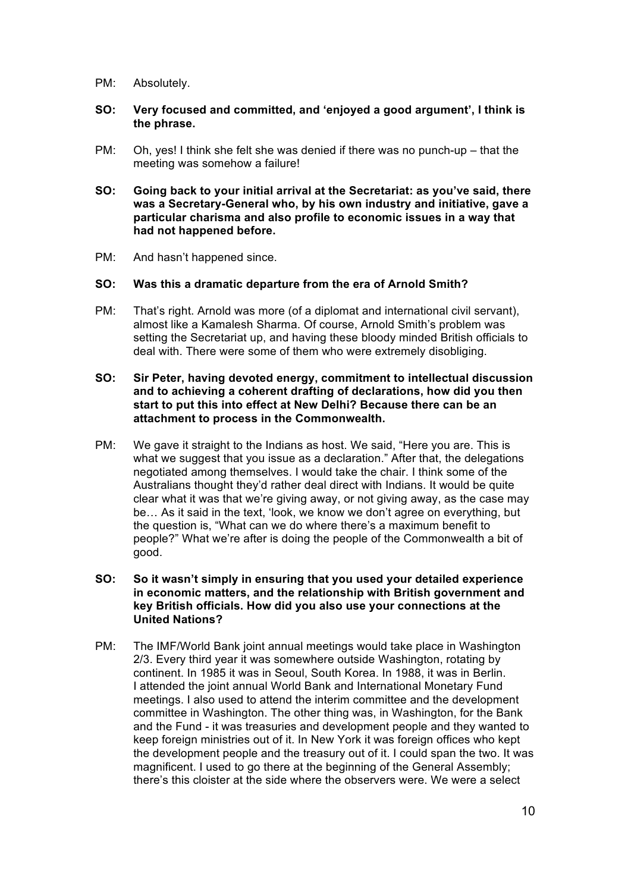PM: Absolutely.

**SO: Very focused and committed, and 'enjoyed a good argument', I think is the phrase.**

PM: Oh, yes! I think she felt she was denied if there was no punch-up – that the meeting was somehow a failure!

**SO: Going back to your initial arrival at the Secretariat: as you've said, there was a Secretary-General who, by his own industry and initiative, gave a particular charisma and also profile to economic issues in a way that had not happened before.**

PM: And hasn't happened since.

**SO: Was this a dramatic departure from the era of Arnold Smith?**

PM: That's right. Arnold was more (of a diplomat and international civil servant), almost like a Kamalesh Sharma. Of course, Arnold Smith's problem was setting the Secretariat up, and having these bloody minded British officials to deal with. There were some of them who were extremely disobliging.

**SO: Sir Peter, having devoted energy, commitment to intellectual discussion and to achieving a coherent drafting of declarations, how did you then start to put this into effect at New Delhi? Because there can be an attachment to process in the Commonwealth.**

PM: We gave it straight to the Indians as host. We said, "Here you are. This is what we suggest that you issue as a declaration." After that, the delegations negotiated among themselves. I would take the chair. I think some of the Australians thought they'd rather deal direct with Indians. It would be quite clear what it was that we're giving away, or not giving away, as the case may be… As it said in the text, 'look, we know we don't agree on everything, but the question is, "What can we do where there's a maximum benefit to people?" What we're after is doing the people of the Commonwealth a bit of good.

**SO: So it wasn't simply in ensuring that you used your detailed experience in economic matters, and the relationship with British government and key British officials. How did you also use your connections at the United Nations?**

PM: The IMF/World Bank joint annual meetings would take place in Washington 2/3. Every third year it was somewhere outside Washington, rotating by continent. In 1985 it was in Seoul, South Korea. In 1988, it was in Berlin. I attended the joint annual World Bank and International Monetary Fund meetings. I also used to attend the interim committee and the development committee in Washington. The other thing was, in Washington, for the Bank and the Fund - it was treasuries and development people and they wanted to keep foreign ministries out of it. In New York it was foreign offices who kept the development people and the treasury out of it. I could span the two. It was magnificent. I used to go there at the beginning of the General Assembly; there's this cloister at the side where the observers were. We were a select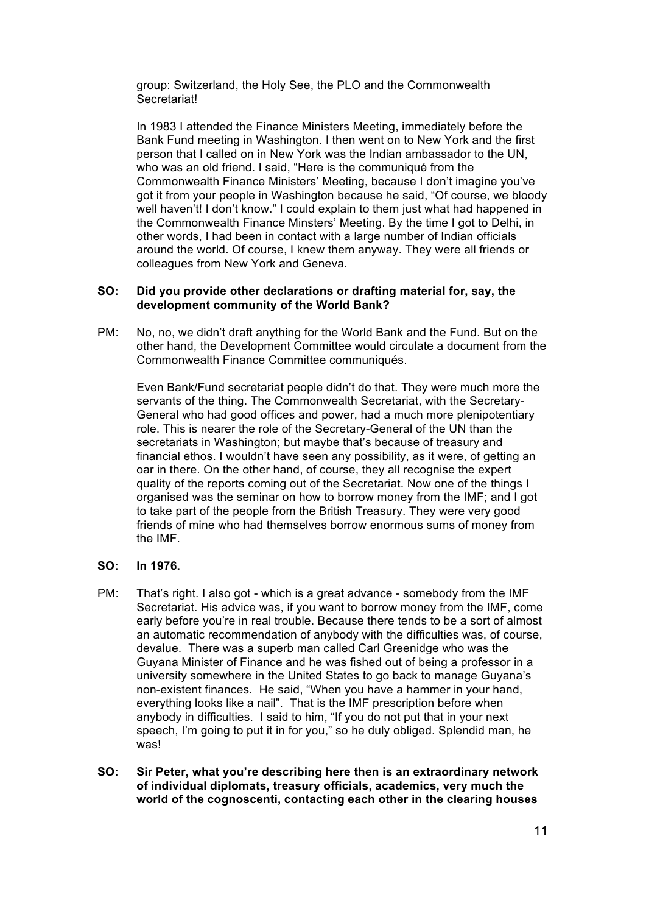group: Switzerland, the Holy See, the PLO and the Commonwealth Secretariat!

In 1983 I attended the Finance Ministers Meeting, immediately before the Bank Fund meeting in Washington. I then went on to New York and the first person that I called on in New York was the Indian ambassador to the UN, who was an old friend. I said, "Here is the communiqué from the Commonwealth Finance Ministers' Meeting, because I don't imagine you've got it from your people in Washington because he said, "Of course, we bloody well haven't! I don't know." I could explain to them just what had happened in the Commonwealth Finance Minsters' Meeting. By the time I got to Delhi, in other words, I had been in contact with a large number of Indian officials around the world. Of course, I knew them anyway. They were all friends or colleagues from New York and Geneva.

**SO: Did you provide other declarations or drafting material for, say, the development community of the World Bank?**

PM: No, no, we didn't draft anything for the World Bank and the Fund. But on the other hand, the Development Committee would circulate a document from the Commonwealth Finance Committee communiqués.

Even Bank/Fund secretariat people didn't do that. They were much more the servants of the thing. The Commonwealth Secretariat, with the Secretary-General who had good offices and power, had a much more plenipotentiary role. This is nearer the role of the Secretary-General of the UN than the secretariats in Washington; but maybe that's because of treasury and financial ethos. I wouldn't have seen any possibility, as it were, of getting an oar in there. On the other hand, of course, they all recognise the expert quality of the reports coming out of the Secretariat. Now one of the things I organised was the seminar on how to borrow money from the IMF; and I got to take part of the people from the British Treasury. They were very good friends of mine who had themselves borrow enormous sums of money from the IMF.

**SO: In 1976.**

PM: That's right. I also got - which is a great advance - somebody from the IMF Secretariat. His advice was, if you want to borrow money from the IMF, come early before you're in real trouble. Because there tends to be a sort of almost an automatic recommendation of anybody with the difficulties was, of course, devalue. There was a superb man called Carl Greenidge who was the Guyana Minister of Finance and he was fished out of being a professor in a university somewhere in the United States to go back to manage Guyana's non-existent finances. He said, "When you have a hammer in your hand, everything looks like a nail". That is the IMF prescription before when anybody in difficulties. I said to him, "If you do not put that in your next speech, I'm going to put it in for you," so he duly obliged. Splendid man, he was!

**SO: Sir Peter, what you're describing here then is an extraordinary network of individual diplomats, treasury officials, academics, very much the world of the cognoscenti, contacting each other in the clearing houses**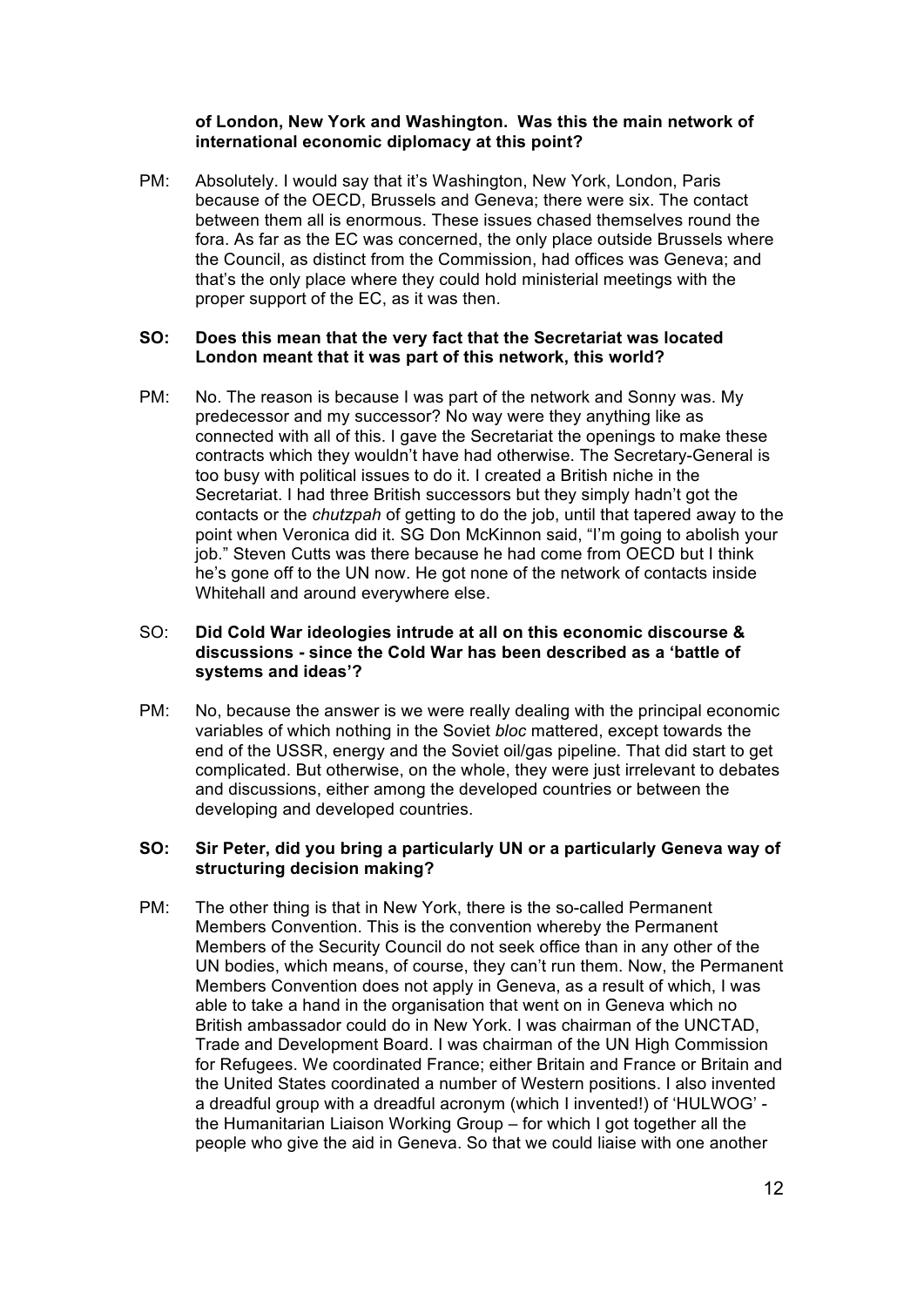**of London, New York and Washington. Was this the main network of international economic diplomacy at this point?**

PM: Absolutely. I would say that it's Washington, New York, London, Paris because of the OECD, Brussels and Geneva; there were six. The contact between them all is enormous. These issues chased themselves round the fora. As far as the EC was concerned, the only place outside Brussels where the Council, as distinct from the Commission, had offices was Geneva; and that's the only place where they could hold ministerial meetings with the proper support of the EC, as it was then.

**SO: Does this mean that the very fact that the Secretariat was located London meant that it was part of this network, this world?**

PM: No. The reason is because I was part of the network and Sonny was. My predecessor and my successor? No way were they anything like as connected with all of this. I gave the Secretariat the openings to make these contracts which they wouldn't have had otherwise. The Secretary-General is too busy with political issues to do it. I created a British niche in the Secretariat. I had three British successors but they simply hadn't got the contacts or the *chutzpah* of getting to do the job, until that tapered away to the point when Veronica did it. SG Don McKinnon said, "I'm going to abolish your job." Steven Cutts was there because he had come from OECD but I think he's gone off to the UN now. He got none of the network of contacts inside Whitehall and around everywhere else.

SO: **Did Cold War ideologies intrude at all on this economic discourse & discussions - since the Cold War has been described as a 'battle of systems and ideas'?**

PM: No, because the answer is we were really dealing with the principal economic variables of which nothing in the Soviet *bloc* mattered, except towards the end of the USSR, energy and the Soviet oil/gas pipeline. That did start to get complicated. But otherwise, on the whole, they were just irrelevant to debates and discussions, either among the developed countries or between the developing and developed countries.

**SO: Sir Peter, did you bring a particularly UN or a particularly Geneva way of structuring decision making?**

PM: The other thing is that in New York, there is the so-called Permanent Members Convention. This is the convention whereby the Permanent Members of the Security Council do not seek office than in any other of the UN bodies, which means, of course, they can't run them. Now, the Permanent Members Convention does not apply in Geneva, as a result of which, I was able to take a hand in the organisation that went on in Geneva which no British ambassador could do in New York. I was chairman of the UNCTAD, Trade and Development Board. I was chairman of the UN High Commission for Refugees. We coordinated France; either Britain and France or Britain and the United States coordinated a number of Western positions. I also invented a dreadful group with a dreadful acronym (which I invented!) of 'HULWOG' - the Humanitarian Liaison Working Group – for which I got together all the people who give the aid in Geneva. So that we could liaise with one another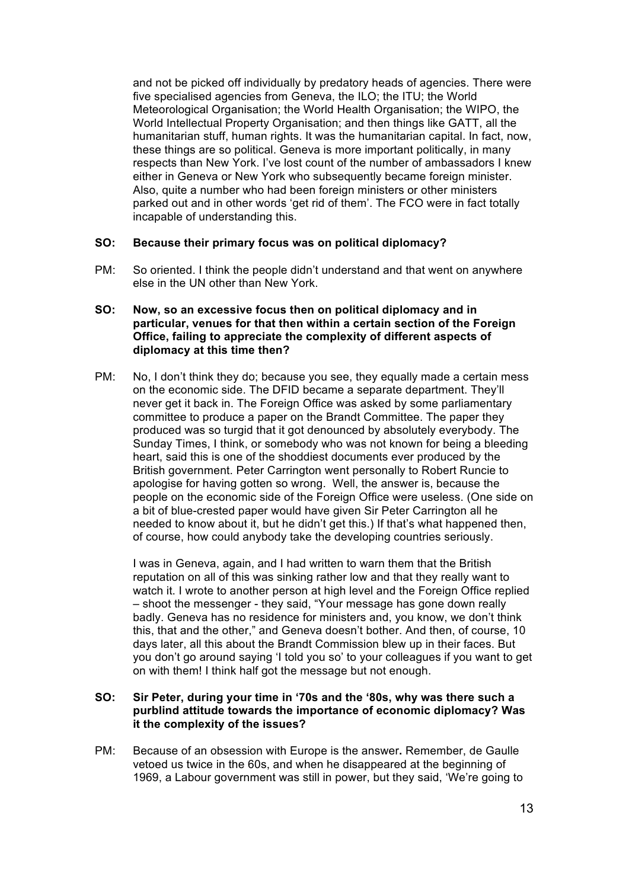and not be picked off individually by predatory heads of agencies. There were five specialised agencies from Geneva, the ILO; the ITU; the World Meteorological Organisation; the World Health Organisation; the WIPO, the World Intellectual Property Organisation; and then things like GATT, all the humanitarian stuff, human rights. It was the humanitarian capital. In fact, now, these things are so political. Geneva is more important politically, in many respects than New York. I've lost count of the number of ambassadors I knew either in Geneva or New York who subsequently became foreign minister. Also, quite a number who had been foreign ministers or other ministers parked out and in other words 'get rid of them'. The FCO were in fact totally incapable of understanding this.

**SO: Because their primary focus was on political diplomacy?**

PM: So oriented. I think the people didn't understand and that went on anywhere else in the UN other than New York.

**SO: Now, so an excessive focus then on political diplomacy and in particular, venues for that then within a certain section of the Foreign Office, failing to appreciate the complexity of different aspects of diplomacy at this time then?**

PM: No, I don't think they do; because you see, they equally made a certain mess on the economic side. The DFID became a separate department. They'll never get it back in. The Foreign Office was asked by some parliamentary committee to produce a paper on the Brandt Committee. The paper they produced was so turgid that it got denounced by absolutely everybody. The Sunday Times, I think, or somebody who was not known for being a bleeding heart, said this is one of the shoddiest documents ever produced by the British government. Peter Carrington went personally to Robert Runcie to apologise for having gotten so wrong. Well, the answer is, because the people on the economic side of the Foreign Office were useless. (One side on a bit of blue-crested paper would have given Sir Peter Carrington all he needed to know about it, but he didn't get this.) If that's what happened then, of course, how could anybody take the developing countries seriously.

I was in Geneva, again, and I had written to warn them that the British reputation on all of this was sinking rather low and that they really want to watch it. I wrote to another person at high level and the Foreign Office replied – shoot the messenger - they said, "Your message has gone down really badly. Geneva has no residence for ministers and, you know, we don't think this, that and the other," and Geneva doesn't bother. And then, of course, 10 days later, all this about the Brandt Commission blew up in their faces. But you don't go around saying 'I told you so' to your colleagues if you want to get on with them! I think half got the message but not enough.

**SO: Sir Peter, during your time in '70s and the '80s, why was there such a purblind attitude towards the importance of economic diplomacy? Was it the complexity of the issues?**

PM: Because of an obsession with Europe is the answer**.** Remember, de Gaulle vetoed us twice in the 60s, and when he disappeared at the beginning of 1969, a Labour government was still in power, but they said, 'We're going to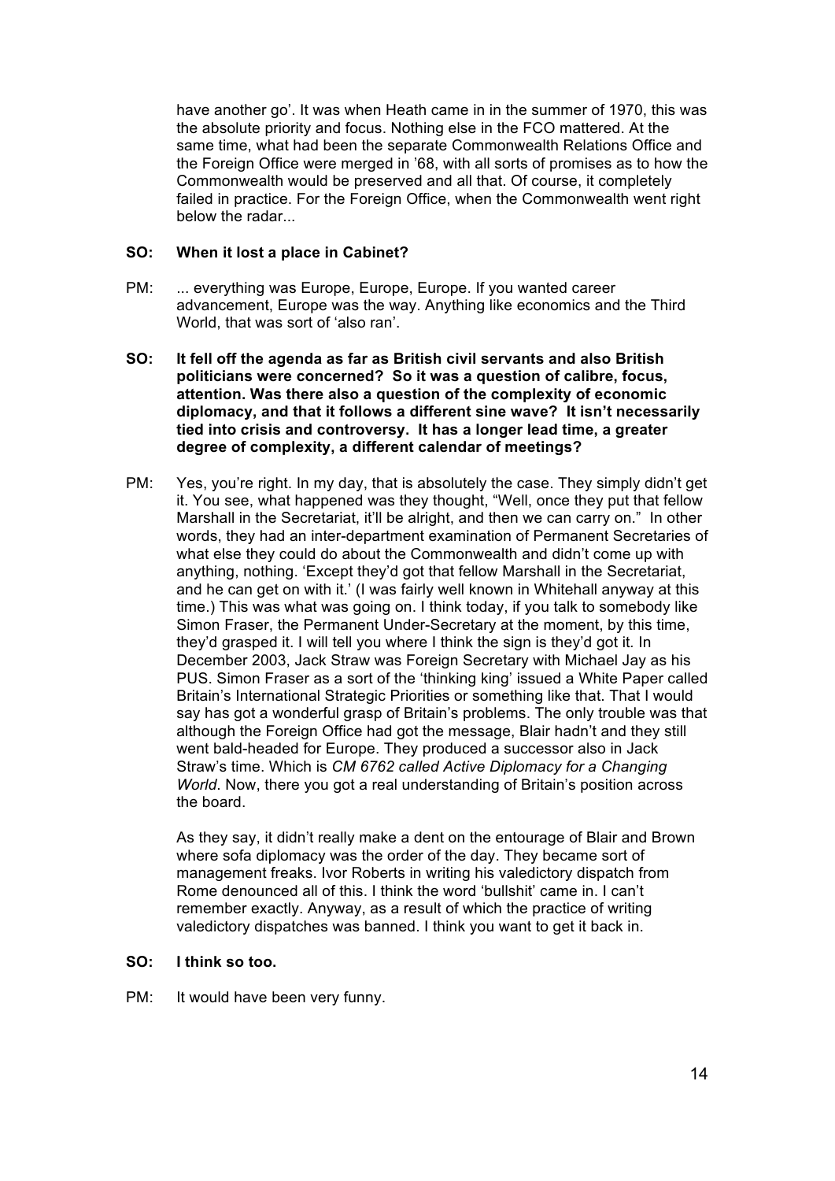have another go'. It was when Heath came in in the summer of 1970, this was the absolute priority and focus. Nothing else in the FCO mattered. At the same time, what had been the separate Commonwealth Relations Office and the Foreign Office were merged in '68, with all sorts of promises as to how the Commonwealth would be preserved and all that. Of course, it completely failed in practice. For the Foreign Office, when the Commonwealth went right below the radar...

**SO: When it lost a place in Cabinet?**

PM: ... everything was Europe, Europe, Europe. If you wanted career advancement, Europe was the way. Anything like economics and the Third World, that was sort of 'also ran'.

**SO: It fell off the agenda as far as British civil servants and also British politicians were concerned? So it was a question of calibre, focus, attention. Was there also a question of the complexity of economic diplomacy, and that it follows a different sine wave? It isn't necessarily tied into crisis and controversy. It has a longer lead time, a greater degree of complexity, a different calendar of meetings?**

PM: Yes, you're right. In my day, that is absolutely the case. They simply didn't get it. You see, what happened was they thought, "Well, once they put that fellow Marshall in the Secretariat, it'll be alright, and then we can carry on." In other words, they had an inter-department examination of Permanent Secretaries of what else they could do about the Commonwealth and didn't come up with anything, nothing. 'Except they'd got that fellow Marshall in the Secretariat, and he can get on with it.' (I was fairly well known in Whitehall anyway at this time.) This was what was going on. I think today, if you talk to somebody like Simon Fraser, the Permanent Under-Secretary at the moment, by this time, they'd grasped it. I will tell you where I think the sign is they'd got it. In December 2003, Jack Straw was Foreign Secretary with Michael Jay as his PUS. Simon Fraser as a sort of the 'thinking king' issued a White Paper called Britain's International Strategic Priorities or something like that. That I would say has got a wonderful grasp of Britain's problems. The only trouble was that although the Foreign Office had got the message, Blair hadn't and they still went bald-headed for Europe. They produced a successor also in Jack Straw's time. Which is *CM 6762 called Active Diplomacy for a Changing World*. Now, there you got a real understanding of Britain's position across the board.

As they say, it didn't really make a dent on the entourage of Blair and Brown where sofa diplomacy was the order of the day. They became sort of management freaks. Ivor Roberts in writing his valedictory dispatch from Rome denounced all of this. I think the word 'bullshit' came in. I can't remember exactly. Anyway, as a result of which the practice of writing valedictory dispatches was banned. I think you want to get it back in.

**SO: I think so too.**

PM: It would have been very funny.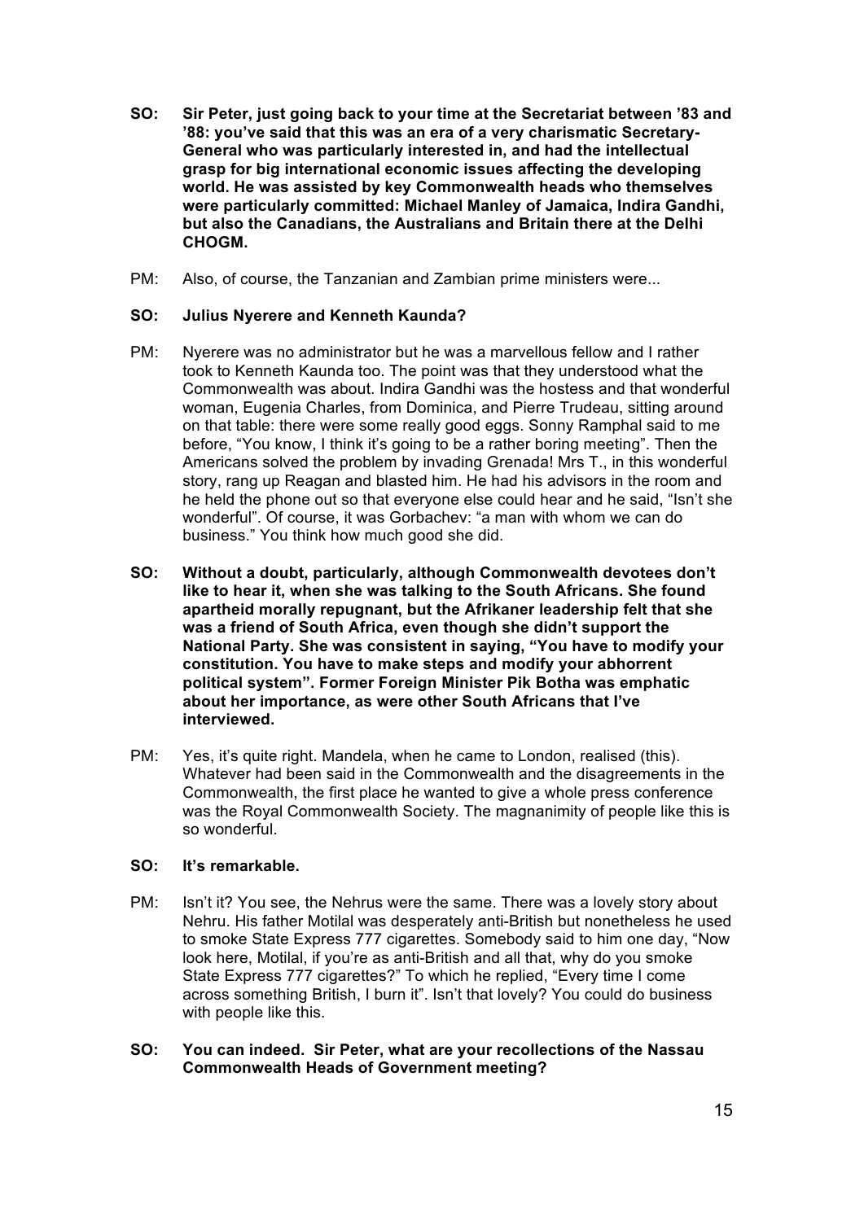**SO: Sir Peter, just going back to your time at the Secretariat between '83 and '88: you've said that this was an era of a very charismatic Secretary-General who was particularly interested in, and had the intellectual grasp for big international economic issues affecting the developing world. He was assisted by key Commonwealth heads who themselves were particularly committed: Michael Manley of Jamaica, Indira Gandhi, but also the Canadians, the Australians and Britain there at the Delhi CHOGM.**

PM: Also, of course, the Tanzanian and Zambian prime ministers were...

**SO: Julius Nyerere and Kenneth Kaunda?**

PM: Nyerere was no administrator but he was a marvellous fellow and I rather took to Kenneth Kaunda too. The point was that they understood what the Commonwealth was about. Indira Gandhi was the hostess and that wonderful woman, Eugenia Charles, from Dominica, and Pierre Trudeau, sitting around on that table: there were some really good eggs. Sonny Ramphal said to me before, "You know, I think it's going to be a rather boring meeting". Then the Americans solved the problem by invading Grenada! Mrs T., in this wonderful story, rang up Reagan and blasted him. He had his advisors in the room and he held the phone out so that everyone else could hear and he said, "Isn't she wonderful". Of course, it was Gorbachev: "a man with whom we can do business." You think how much good she did.

**SO: Without a doubt, particularly, although Commonwealth devotees don't like to hear it, when she was talking to the South Africans. She found apartheid morally repugnant, but the Afrikaner leadership felt that she was a friend of South Africa, even though she didn't support the National Party. She was consistent in saying, "You have to modify your constitution. You have to make steps and modify your abhorrent political system". Former Foreign Minister Pik Botha was emphatic about her importance, as were other South Africans that I've interviewed.**

PM: Yes, it's quite right. Mandela, when he came to London, realised (this). Whatever had been said in the Commonwealth and the disagreements in the Commonwealth, the first place he wanted to give a whole press conference was the Royal Commonwealth Society. The magnanimity of people like this is so wonderful.

**SO: It's remarkable.**

PM: Isn't it? You see, the Nehrus were the same. There was a lovely story about Nehru. His father Motilal was desperately anti-British but nonetheless he used to smoke State Express 777 cigarettes. Somebody said to him one day, "Now look here, Motilal, if you're as anti-British and all that, why do you smoke State Express 777 cigarettes?" To which he replied, "Every time I come across something British, I burn it". Isn't that lovely? You could do business with people like this.

**SO: You can indeed. Sir Peter, what are your recollections of the Nassau Commonwealth Heads of Government meeting?**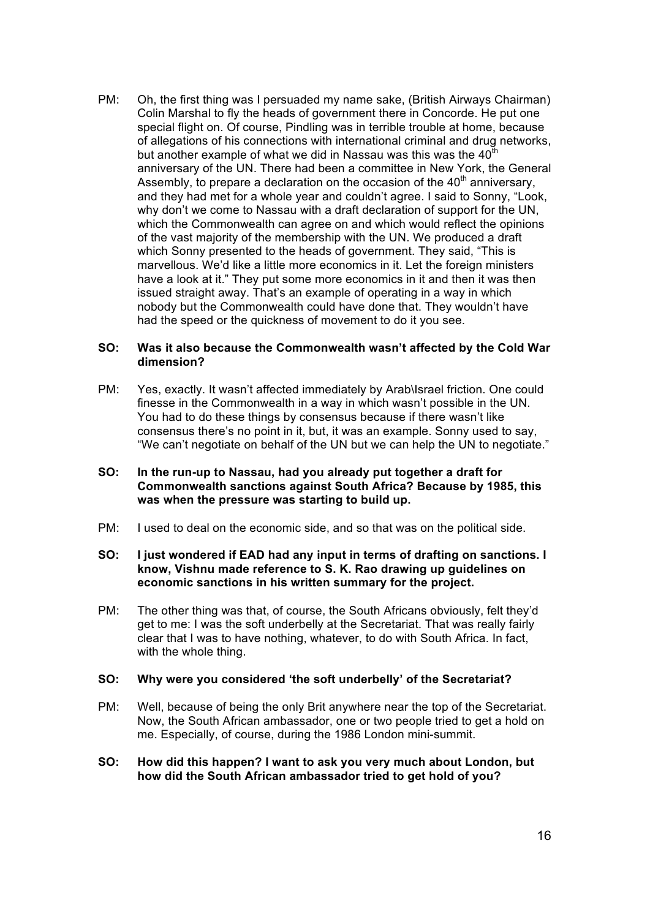PM: Oh, the first thing was I persuaded my name sake, (British Airways Chairman) Colin Marshal to fly the heads of government there in Concorde. He put one special flight on. Of course, Pindling was in terrible trouble at home, because of allegations of his connections with international criminal and drug networks, but another example of what we did in Nassau was this was the 40th anniversary of the UN. There had been a committee in New York, the General Assembly, to prepare a declaration on the occasion of the 40th anniversary, and they had met for a whole year and couldn't agree. I said to Sonny, "Look, why don't we come to Nassau with a draft declaration of support for the UN, which the Commonwealth can agree on and which would reflect the opinions of the vast majority of the membership with the UN. We produced a draft which Sonny presented to the heads of government. They said, "This is marvellous. We'd like a little more economics in it. Let the foreign ministers have a look at it." They put some more economics in it and then it was then issued straight away. That's an example of operating in a way in which nobody but the Commonwealth could have done that. They wouldn't have had the speed or the quickness of movement to do it you see.

**SO: Was it also because the Commonwealth wasn't affected by the Cold War dimension?**

PM: Yes, exactly. It wasn't affected immediately by Arab\Israel friction. One could finesse in the Commonwealth in a way in which wasn't possible in the UN. You had to do these things by consensus because if there wasn't like consensus there's no point in it, but, it was an example. Sonny used to say, "We can't negotiate on behalf of the UN but we can help the UN to negotiate."

**SO: In the run-up to Nassau, had you already put together a draft for Commonwealth sanctions against South Africa? Because by 1985, this was when the pressure was starting to build up.**

PM: I used to deal on the economic side, and so that was on the political side.

**SO: I just wondered if EAD had any input in terms of drafting on sanctions. I know, Vishnu made reference to S. K. Rao drawing up guidelines on economic sanctions in his written summary for the project.**

PM: The other thing was that, of course, the South Africans obviously, felt they'd get to me: I was the soft underbelly at the Secretariat. That was really fairly clear that I was to have nothing, whatever, to do with South Africa. In fact, with the whole thing.

**SO: Why were you considered 'the soft underbelly' of the Secretariat?**

PM: Well, because of being the only Brit anywhere near the top of the Secretariat. Now, the South African ambassador, one or two people tried to get a hold on me. Especially, of course, during the 1986 London mini-summit.

**SO: How did this happen? I want to ask you very much about London, but how did the South African ambassador tried to get hold of you?**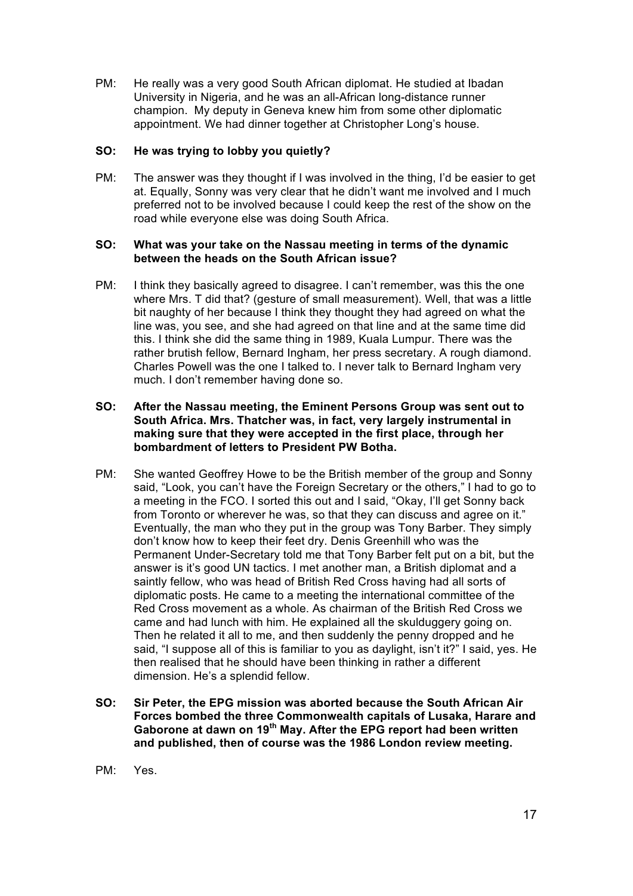PM: He really was a very good South African diplomat. He studied at Ibadan University in Nigeria, and he was an all-African long-distance runner champion. My deputy in Geneva knew him from some other diplomatic appointment. We had dinner together at Christopher Long's house.

**SO: He was trying to lobby you quietly?**

PM: The answer was they thought if I was involved in the thing, I'd be easier to get at. Equally, Sonny was very clear that he didn't want me involved and I much preferred not to be involved because I could keep the rest of the show on the road while everyone else was doing South Africa.

**SO: What was your take on the Nassau meeting in terms of the dynamic between the heads on the South African issue?**

PM: I think they basically agreed to disagree. I can't remember, was this the one where Mrs. T did that? (gesture of small measurement). Well, that was a little bit naughty of her because I think they thought they had agreed on what the line was, you see, and she had agreed on that line and at the same time did this. I think she did the same thing in 1989, Kuala Lumpur. There was the rather brutish fellow, Bernard Ingham, her press secretary. A rough diamond. Charles Powell was the one I talked to. I never talk to Bernard Ingham very much. I don't remember having done so.

**SO: After the Nassau meeting, the Eminent Persons Group was sent out to South Africa. Mrs. Thatcher was, in fact, very largely instrumental in making sure that they were accepted in the first place, through her bombardment of letters to President PW Botha.**

PM: She wanted Geoffrey Howe to be the British member of the group and Sonny said, "Look, you can't have the Foreign Secretary or the others," I had to go to a meeting in the FCO. I sorted this out and I said, "Okay, I'll get Sonny back from Toronto or wherever he was, so that they can discuss and agree on it." Eventually, the man who they put in the group was Tony Barber. They simply don't know how to keep their feet dry. Denis Greenhill who was the Permanent Under-Secretary told me that Tony Barber felt put on a bit, but the answer is it's good UN tactics. I met another man, a British diplomat and a saintly fellow, who was head of British Red Cross having had all sorts of diplomatic posts. He came to a meeting the international committee of the Red Cross movement as a whole. As chairman of the British Red Cross we came and had lunch with him. He explained all the skulduggery going on. Then he related it all to me, and then suddenly the penny dropped and he said, "I suppose all of this is familiar to you as daylight, isn't it?" I said, yes. He then realised that he should have been thinking in rather a different dimension. He's a splendid fellow.

**SO: Sir Peter, the EPG mission was aborted because the South African Air Forces bombed the three Commonwealth capitals of Lusaka, Harare and Gaborone at dawn on 19th May. After the EPG report had been written and published, then of course was the 1986 London review meeting.**

PM: Yes.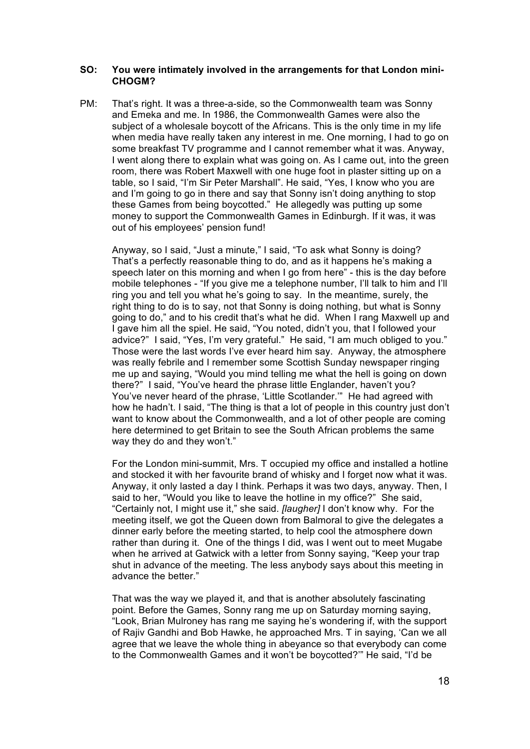**SO: You were intimately involved in the arrangements for that London mini-CHOGM?**

PM: That's right. It was a three-a-side, so the Commonwealth team was Sonny and Emeka and me. In 1986, the Commonwealth Games were also the subject of a wholesale boycott of the Africans. This is the only time in my life when media have really taken any interest in me. One morning, I had to go on some breakfast TV programme and I cannot remember what it was. Anyway, I went along there to explain what was going on. As I came out, into the green room, there was Robert Maxwell with one huge foot in plaster sitting up on a table, so I said, "I'm Sir Peter Marshall". He said, "Yes, I know who you are and I'm going to go in there and say that Sonny isn't doing anything to stop these Games from being boycotted." He allegedly was putting up some money to support the Commonwealth Games in Edinburgh. If it was, it was out of his employees' pension fund!

Anyway, so I said, "Just a minute," I said, "To ask what Sonny is doing? That's a perfectly reasonable thing to do, and as it happens he's making a speech later on this morning and when I go from here" - this is the day before mobile telephones - "If you give me a telephone number, I'll talk to him and I'll ring you and tell you what he's going to say. In the meantime, surely, the right thing to do is to say, not that Sonny is doing nothing, but what is Sonny going to do," and to his credit that's what he did. When I rang Maxwell up and I gave him all the spiel. He said, "You noted, didn't you, that I followed your advice?" I said, "Yes, I'm very grateful." He said, "I am much obliged to you." Those were the last words I've ever heard him say. Anyway, the atmosphere was really febrile and I remember some Scottish Sunday newspaper ringing me up and saying, "Would you mind telling me what the hell is going on down there?" I said, "You've heard the phrase little Englander, haven't you? You've never heard of the phrase, 'Little Scotlander.'" He had agreed with how he hadn't. I said, "The thing is that a lot of people in this country just don't want to know about the Commonwealth, and a lot of other people are coming here determined to get Britain to see the South African problems the same way they do and they won't."

For the London mini-summit, Mrs. T occupied my office and installed a hotline and stocked it with her favourite brand of whisky and I forget now what it was. Anyway, it only lasted a day I think. Perhaps it was two days, anyway. Then, I said to her, "Would you like to leave the hotline in my office?" She said, "Certainly not, I might use it," she said. *[laugher]* I don't know why. For the meeting itself, we got the Queen down from Balmoral to give the delegates a dinner early before the meeting started, to help cool the atmosphere down rather than during it. One of the things I did, was I went out to meet Mugabe when he arrived at Gatwick with a letter from Sonny saying, "Keep your trap shut in advance of the meeting. The less anybody says about this meeting in advance the better."

That was the way we played it, and that is another absolutely fascinating point. Before the Games, Sonny rang me up on Saturday morning saying, "Look, Brian Mulroney has rang me saying he's wondering if, with the support of Rajiv Gandhi and Bob Hawke, he approached Mrs. T in saying, 'Can we all agree that we leave the whole thing in abeyance so that everybody can come to the Commonwealth Games and it won't be boycotted?'" He said, "I'd be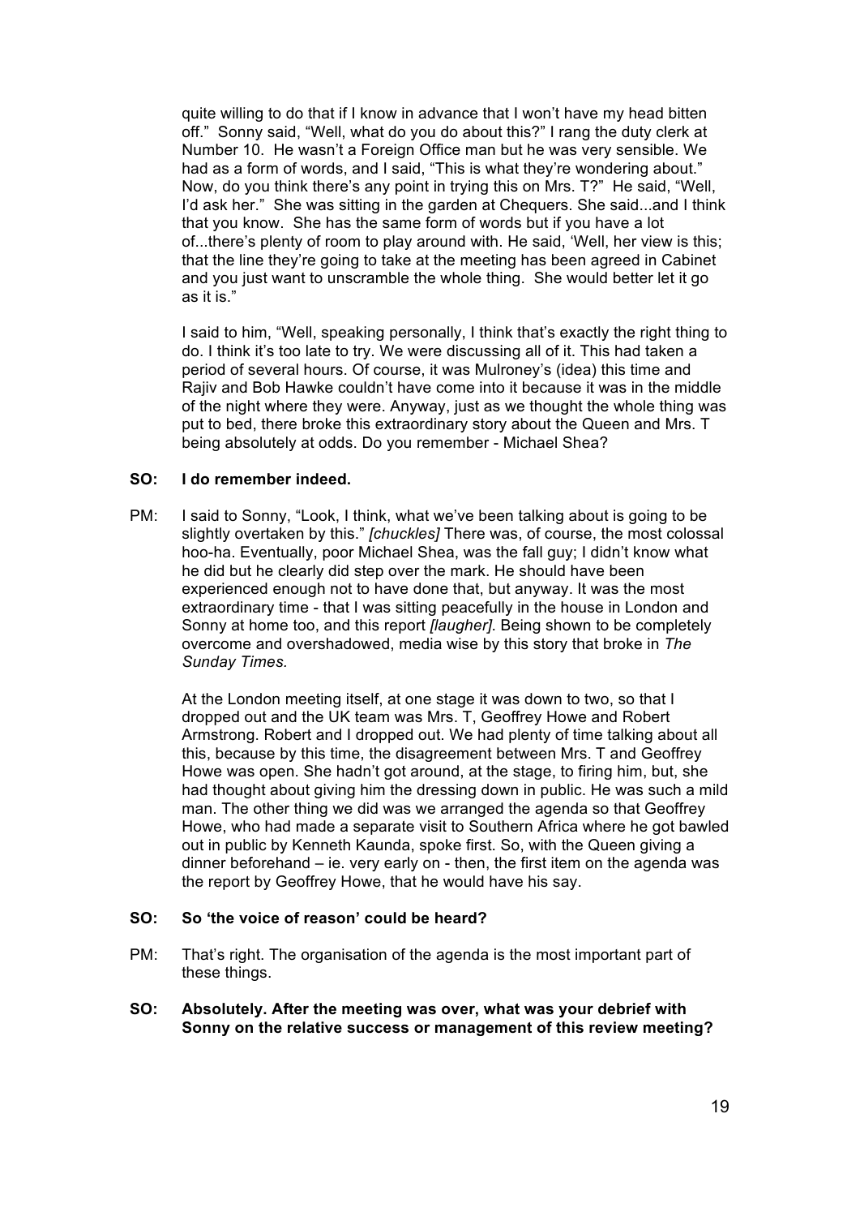quite willing to do that if I know in advance that I won't have my head bitten off." Sonny said, "Well, what do you do about this?" I rang the duty clerk at Number 10. He wasn't a Foreign Office man but he was very sensible. We had as a form of words, and I said, "This is what they're wondering about." Now, do you think there's any point in trying this on Mrs. T?" He said, "Well, I'd ask her." She was sitting in the garden at Chequers. She said...and I think that you know. She has the same form of words but if you have a lot of...there's plenty of room to play around with. He said, 'Well, her view is this; that the line they're going to take at the meeting has been agreed in Cabinet and you just want to unscramble the whole thing. She would better let it go as it is."

I said to him, "Well, speaking personally, I think that's exactly the right thing to do. I think it's too late to try. We were discussing all of it. This had taken a period of several hours. Of course, it was Mulroney's (idea) this time and Rajiv and Bob Hawke couldn't have come into it because it was in the middle of the night where they were. Anyway, just as we thought the whole thing was put to bed, there broke this extraordinary story about the Queen and Mrs. T being absolutely at odds. Do you remember - Michael Shea?

**SO: I do remember indeed.**

PM: I said to Sonny, "Look, I think, what we've been talking about is going to be slightly overtaken by this." *[chuckles]* There was, of course, the most colossal hoo-ha. Eventually, poor Michael Shea, was the fall guy; I didn't know what he did but he clearly did step over the mark. He should have been experienced enough not to have done that, but anyway. It was the most extraordinary time - that I was sitting peacefully in the house in London and Sonny at home too, and this report *[laugher]*. Being shown to be completely overcome and overshadowed, media wise by this story that broke in *The Sunday Times.*

At the London meeting itself, at one stage it was down to two, so that I dropped out and the UK team was Mrs. T, Geoffrey Howe and Robert Armstrong. Robert and I dropped out. We had plenty of time talking about all this, because by this time, the disagreement between Mrs. T and Geoffrey Howe was open. She hadn't got around, at the stage, to firing him, but, she had thought about giving him the dressing down in public. He was such a mild man. The other thing we did was we arranged the agenda so that Geoffrey Howe, who had made a separate visit to Southern Africa where he got bawled out in public by Kenneth Kaunda, spoke first. So, with the Queen giving a dinner beforehand – ie. very early on - then, the first item on the agenda was the report by Geoffrey Howe, that he would have his say.

**SO: So 'the voice of reason' could be heard?**

PM: That's right. The organisation of the agenda is the most important part of these things.

**SO: Absolutely. After the meeting was over, what was your debrief with Sonny on the relative success or management of this review meeting?**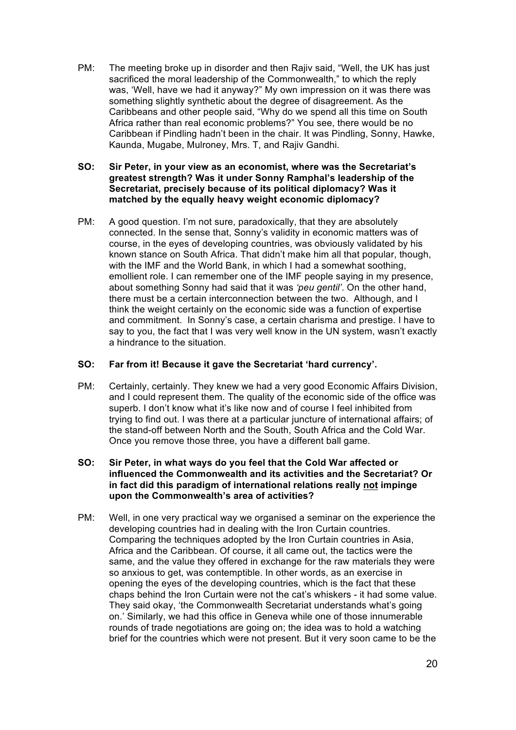PM: The meeting broke up in disorder and then Rajiv said, "Well, the UK has just sacrificed the moral leadership of the Commonwealth," to which the reply was, 'Well, have we had it anyway?" My own impression on it was there was something slightly synthetic about the degree of disagreement. As the Caribbeans and other people said, "Why do we spend all this time on South Africa rather than real economic problems?" You see, there would be no Caribbean if Pindling hadn't been in the chair. It was Pindling, Sonny, Hawke, Kaunda, Mugabe, Mulroney, Mrs. T, and Rajiv Gandhi.

**SO: Sir Peter, in your view as an economist, where was the Secretariat's greatest strength? Was it under Sonny Ramphal's leadership of the Secretariat, precisely because of its political diplomacy? Was it matched by the equally heavy weight economic diplomacy?**

PM: A good question. I'm not sure, paradoxically, that they are absolutely connected. In the sense that, Sonny's validity in economic matters was of course, in the eyes of developing countries, was obviously validated by his known stance on South Africa. That didn't make him all that popular, though, with the IMF and the World Bank, in which I had a somewhat soothing, emollient role. I can remember one of the IMF people saying in my presence, about something Sonny had said that it was *'peu gentil'*. On the other hand, there must be a certain interconnection between the two. Although, and I think the weight certainly on the economic side was a function of expertise and commitment. In Sonny's case, a certain charisma and prestige. I have to say to you, the fact that I was very well know in the UN system, wasn't exactly a hindrance to the situation.

**SO: Far from it! Because it gave the Secretariat 'hard currency'.**

PM: Certainly, certainly. They knew we had a very good Economic Affairs Division, and I could represent them. The quality of the economic side of the office was superb. I don't know what it's like now and of course I feel inhibited from trying to find out. I was there at a particular juncture of international affairs; of the stand-off between North and the South, South Africa and the Cold War. Once you remove those three, you have a different ball game.

**SO: Sir Peter, in what ways do you feel that the Cold War affected or influenced the Commonwealth and its activities and the Secretariat? Or in fact did this paradigm of international relations really <u>not</u> impinge upon the Commonwealth's area of activities?**

PM: Well, in one very practical way we organised a seminar on the experience the developing countries had in dealing with the Iron Curtain countries. Comparing the techniques adopted by the Iron Curtain countries in Asia, Africa and the Caribbean. Of course, it all came out, the tactics were the same, and the value they offered in exchange for the raw materials they were so anxious to get, was contemptible. In other words, as an exercise in opening the eyes of the developing countries, which is the fact that these chaps behind the Iron Curtain were not the cat's whiskers - it had some value. They said okay, 'the Commonwealth Secretariat understands what's going on.' Similarly, we had this office in Geneva while one of those innumerable rounds of trade negotiations are going on; the idea was to hold a watching brief for the countries which were not present. But it very soon came to be the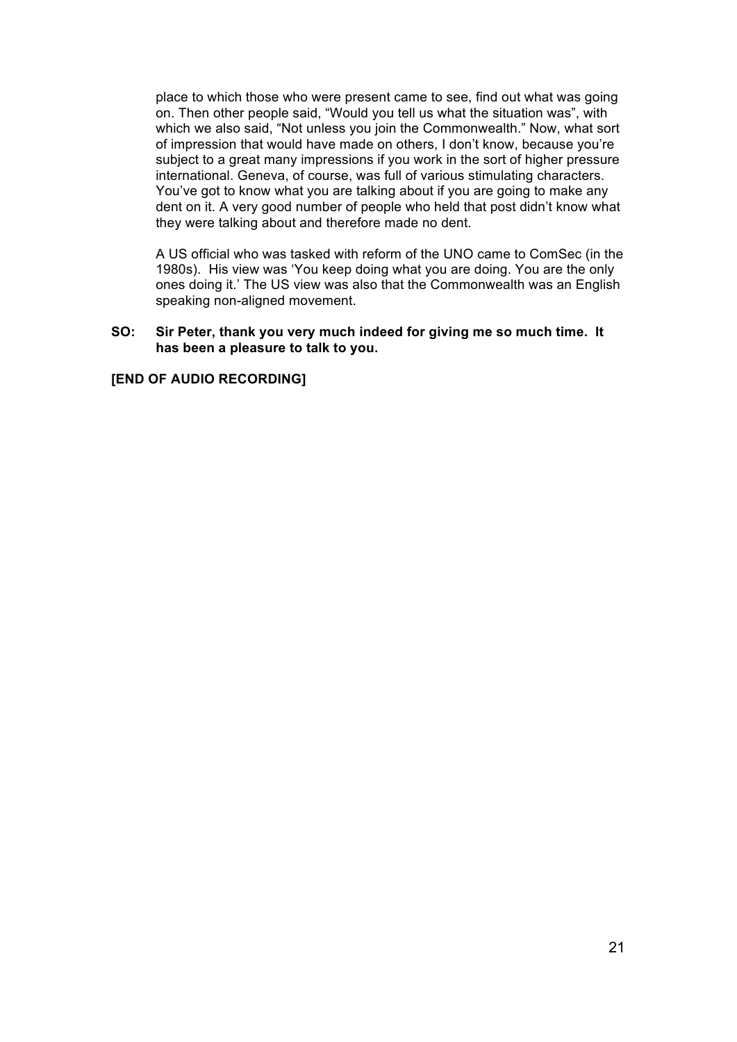place to which those who were present came to see, find out what was going on. Then other people said, “Would you tell us what the situation was”, with which we also said, “Not unless you join the Commonwealth.” Now, what sort of impression that would have made on others, I don’t know, because you’re subject to a great many impressions if you work in the sort of higher pressure international. Geneva, of course, was full of various stimulating characters. You’ve got to know what you are talking about if you are going to make any dent on it. A very good number of people who held that post didn’t know what they were talking about and therefore made no dent.

A US official who was tasked with reform of the UNO came to ComSec (in the 1980s). His view was ‘You keep doing what you are doing. You are the only ones doing it.’ The US view was also that the Commonwealth was an English speaking non-aligned movement.

**SO: Sir Peter, thank you very much indeed for giving me so much time. It has been a pleasure to talk to you.**

**[END OF AUDIO RECORDING]**